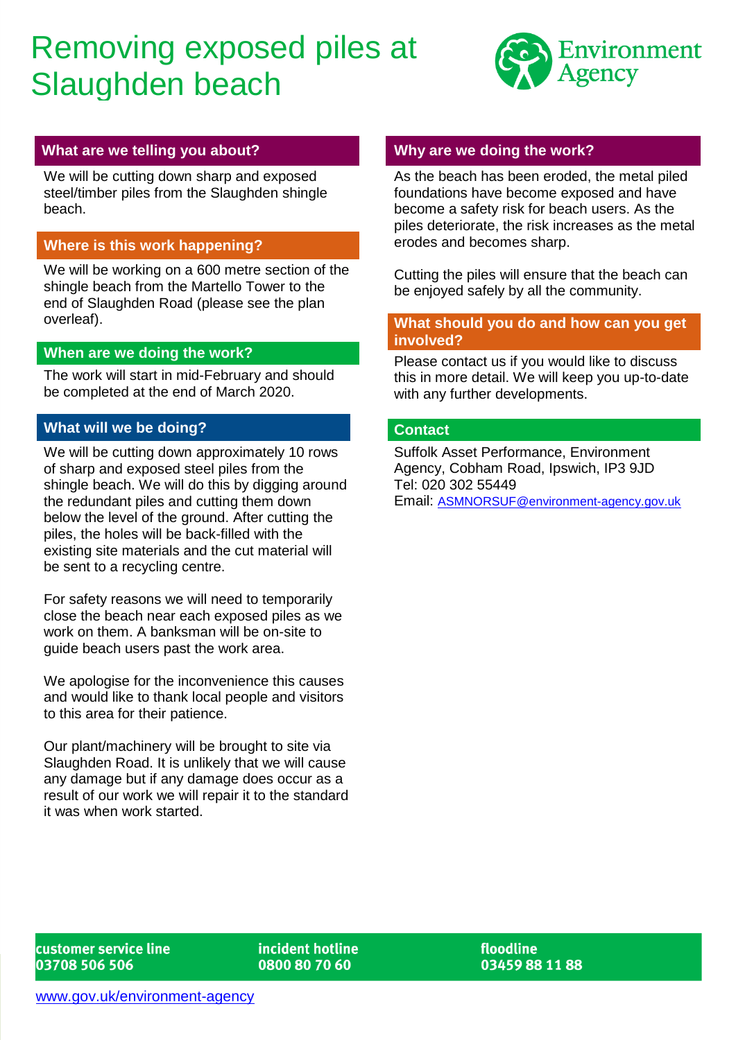# Removing exposed piles at Slaughden beach

## What are we telling you about?

We will be cutting down sharp and exposed steel/timber piles from the Slaughden shingle beach.

## Where is this work happening?

We will be working on a 600 metre section of the shingle beach from the Martello Tower to the end of Slaughden Road (please see the plan overleaf).

## When are we doing the work?

The work will start in mid-February and should be completed at the end of March 2020.

## What will we be doing?

We will be cutting down approximately 10 rows of sharp and exposed steel piles from the shingle beach. We will do this by digging around the redundant piles and cutting them down below the level of the ground. After cutting the piles, the holes will be back-filled with the existing site materials and the cut material will be sent to a recycling centre.

For safety reasons we will need to temporarily close the beach near each exposed piles as we work on them. A banksman will be on-site to guide beach users past the work area.

We apologise for the inconvenience this causes and would like to thank local people and visitors to this area for their patience.

Our plant/machinery will be brought to site via Slaughden Road. It is unlikely that we will cause any damage but if any damage does occur as a result of our work we will repair it to the standard it was when work started.

## Why are we doing the work?

As the beach has been eroded, the metal piled foundations have become exposed and have become a safety risk for beach users. As the piles deteriorate, the risk increases as the metal erodes and becomes sharp.

Cutting the piles will ensure that the beach can be enjoyed safely by all the community.

## What should you do and how can you get involved?

Please contact us if you would like to discuss this in more detail. We will keep you up-to-date with any further developments.

## Contact

Suffolk Asset Performance, Environment Agency, Cobham Road, Ipswich, IP3 9JD
Tel: 020 302 55449
Email: ASMNORSUF@environment-agency.gov.uk

**customer service line** 03708 506 506

**incident hotline** 0800 80 70 60

**floodline** 03459 88 11 88

www.gov.uk/environment-agency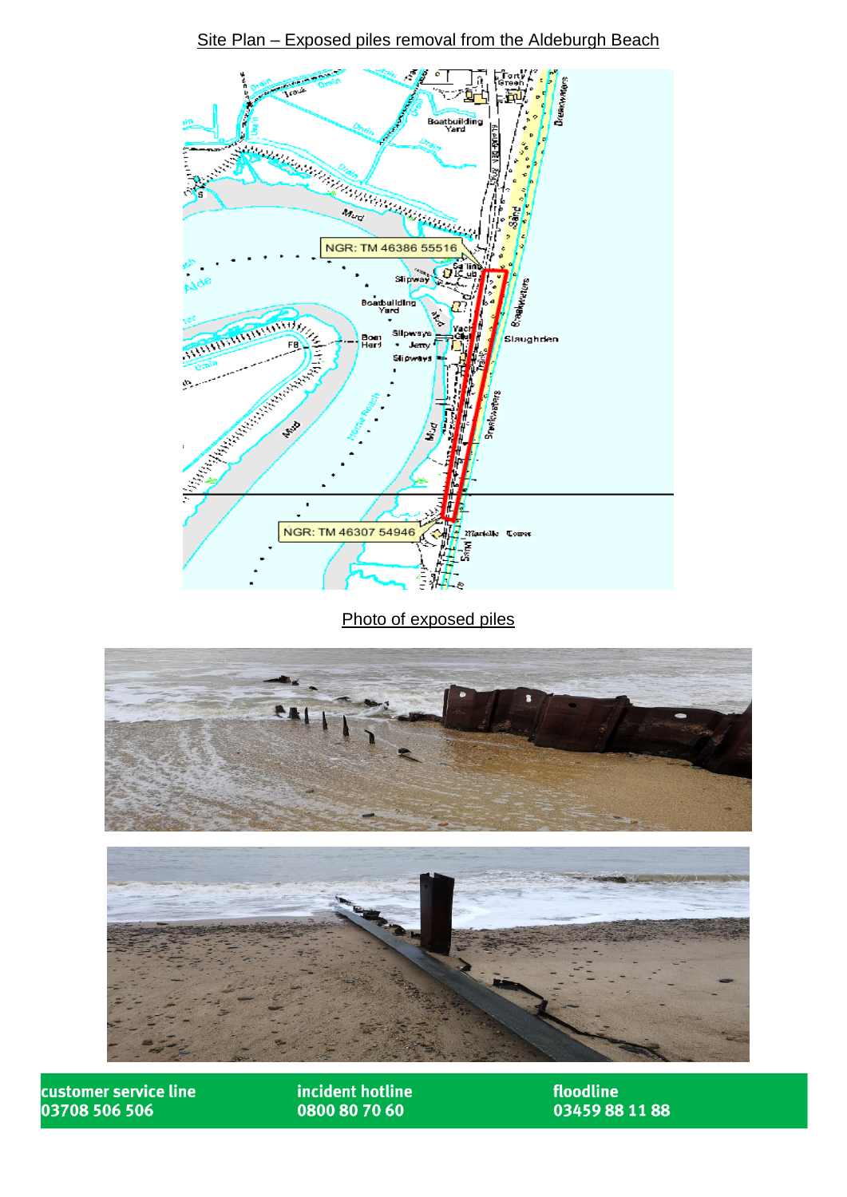Site Plan – Exposed piles removal from the Aldeburgh Beach

NGR: TM 46386 55516

NGR: TM 46307 54946

Photo of exposed piles